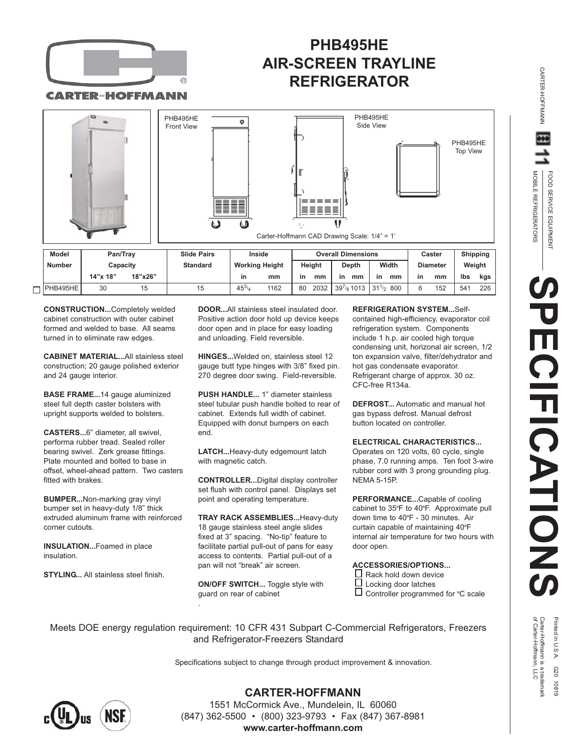# PHB495HE AIR-SCREEN TRAYLINE REFRIGERATOR

CARTER-HOFFMANN

PHB495HE Front View

PHB495HE Side View

PHB495HE Top View

Carter-Hoffmann CAD Drawing Scale: 1/4" = 1'

| Model Number | Pan/Tray Capacity | | Slide Pairs Standard | Inside Working Height | | Overall Dimensions | | | | | | Caster Diameter | | Shipping Weight | |
|---|---|---|---|---|---|---|---|---|---|---|---|---|---|---|---|
| | | | | | | Height | | Depth | | Width | | | | | |
| | 14"x 18" | 18"x26" | | in | mm | in | mm | in | mm | in | mm | in | mm | lbs | kgs |
| ☐ PHB495HE | 30 | 15 | 15 | 45 3/4 | 1162 | 80 | 2032 | 39 7/8 | 1013 | 31 1/2 | 800 | 6 | 152 | 541 | 226 |

**CONSTRUCTION...**Completely welded cabinet construction with outer cabinet formed and welded to base. All seams turned in to eliminate raw edges.

**CABINET MATERIAL...**All stainless steel construction; 20 gauge polished exterior and 24 gauge interior.

**BASE FRAME...**14 gauge aluminized steel full depth caster bolsters with upright supports welded to bolsters.

**CASTERS...**6" diameter, all swivel, performa rubber tread. Sealed roller bearing swivel. Zerk grease fittings. Plate mounted and bolted to base in offset, wheel-ahead pattern. Two casters fitted with brakes.

**BUMPER...**Non-marking gray vinyl bumper set in heavy-duty 1/8" thick extruded aluminum frame with reinforced corner cutouts.

**INSULATION...**Foamed in place insulation.

**STYLING...** All stainless steel finish.

**DOOR...**All stainless steel insulated door. Positive action door hold up device keeps door open and in place for easy loading and unloading. Field reversible.

**HINGES...**Welded on, stainless steel 12 gauge butt type hinges with 3/8" fixed pin. 270 degree door swing. Field-reversible.

**PUSH HANDLE...** 1" diameter stainless steel tubular push handle bolted to rear of cabinet. Extends full width of cabinet. Equipped with donut bumpers on each end.

**LATCH...**Heavy-duty edgemount latch with magnetic catch.

**CONTROLLER...**Digital display controller set flush with control panel. Displays set point and operating temperature.

**TRAY RACK ASSEMBLIES...**Heavy-duty 18 gauge stainless steel angle slides fixed at 3" spacing. "No-tip" feature to facilitate partial pull-out of pans for easy access to contents. Partial pull-out of a pan will not "break" air screen.

**ON/OFF SWITCH...** Toggle style with guard on rear of cabinet

**REFRIGERATION SYSTEM...**Self-contained high-efficiency, evaporator coil refrigeration system. Components include 1 h.p. air cooled high torque condensing unit, horizonal air screen, 1/2 ton expansion valve, filter/dehydrator and hot gas condensate evaporator. Refrigerant charge of approx. 30 oz. CFC-free R134a.

**DEFROST...** Automatic and manual hot gas bypass defrost. Manual defrost button located on controller.

**ELECTRICAL CHARACTERISTICS...**
Operates on 120 volts, 60 cycle, single phase, 7.0 running amps. Ten foot 3-wire rubber cord with 3 prong grounding plug. NEMA 5-15P.

**PERFORMANCE...**Capable of cooling cabinet to 35°F to 40°F. Approximate pull down time to 40°F - 30 minutes. Air curtain capable of maintaining 40°F internal air temperature for two hours with door open.

**ACCESSORIES/OPTIONS...**
- ☐ Rack hold down device
- ☐ Locking door latches
- ☐ Controller programmed for °C scale

Meets DOE energy regulation requirement: 10 CFR 431 Subpart C-Commercial Refrigerators, Freezers and Refrigerator-Freezers Standard

Specifications subject to change through product improvement & innovation.

**CARTER-HOFFMANN**
1551 McCormick Ave., Mundelein, IL 60060
(847) 362-5500 • (800) 323-9793 • Fax (847) 367-8981
**www.carter-hoffmann.com**

CARTER-HOFFMANN 11 FOOD SERVICE EQUIPMENT MOBILE REFRIGERATORS

# SPECIFICATIONS

Printed in U.S.A. G20 10819
Carter-Hoffmann is a trademark of Carter-Hoffmann, LLC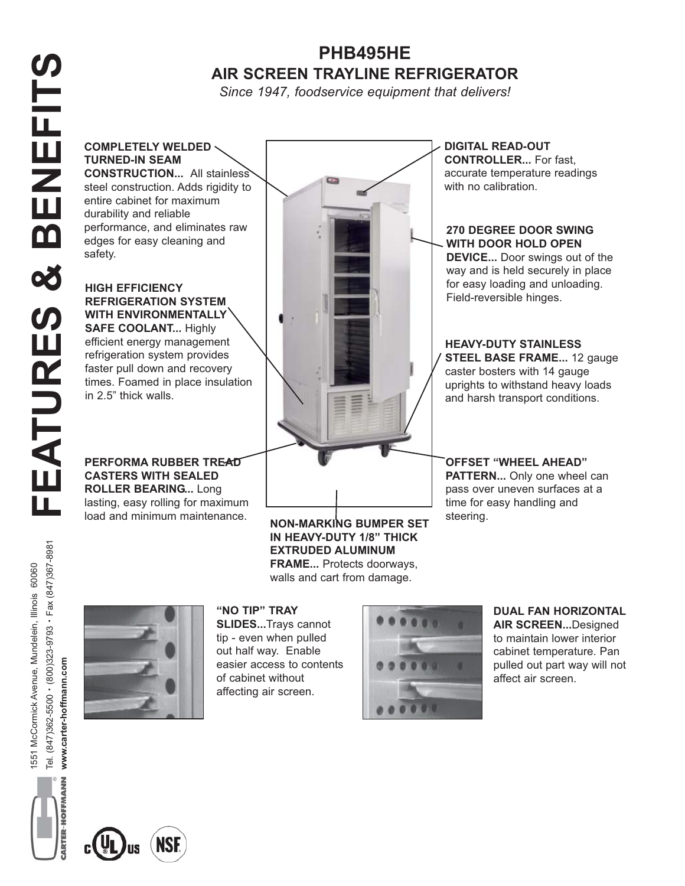# FEATURES & BENEFITS

## PHB495HE
## AIR SCREEN TRAYLINE REFRIGERATOR

*Since 1947, foodservice equipment that delivers!*

**COMPLETELY WELDED TURNED-IN SEAM CONSTRUCTION...** All stainless steel construction. Adds rigidity to entire cabinet for maximum durability and reliable performance, and eliminates raw edges for easy cleaning and safety.

**HIGH EFFICIENCY REFRIGERATION SYSTEM WITH ENVIRONMENTALLY SAFE COOLANT...** Highly efficient energy management refrigeration system provides faster pull down and recovery times. Foamed in place insulation in 2.5" thick walls.

**PERFORMA RUBBER TREAD CASTERS WITH SEALED ROLLER BEARING...** Long lasting, easy rolling for maximum load and minimum maintenance.

**DIGITAL READ-OUT CONTROLLER...** For fast, accurate temperature readings with no calibration.

**270 DEGREE DOOR SWING WITH DOOR HOLD OPEN DEVICE...** Door swings out of the way and is held securely in place for easy loading and unloading. Field-reversible hinges.

**HEAVY-DUTY STAINLESS STEEL BASE FRAME...** 12 gauge caster bosters with 14 gauge uprights to withstand heavy loads and harsh transport conditions.

**OFFSET "WHEEL AHEAD" PATTERN...** Only one wheel can pass over uneven surfaces at a time for easy handling and steering.

**NON-MARKING BUMPER SET IN HEAVY-DUTY 1/8" THICK EXTRUDED ALUMINUM FRAME...** Protects doorways, walls and cart from damage.

**"NO TIP" TRAY SLIDES...** Trays cannot tip - even when pulled out half way. Enable easier access to contents of cabinet without affecting air screen.

**DUAL FAN HORIZONTAL AIR SCREEN...** Designed to maintain lower interior cabinet temperature. Pan pulled out part way will not affect air screen.

CARTER-HOFFMANN
1551 McCormick Avenue, Mundelein, Illinois 60060
Tel. (847)362-5500 • (800)323-9793 • Fax (847)367-8981
**www.carter-hoffmann.com**